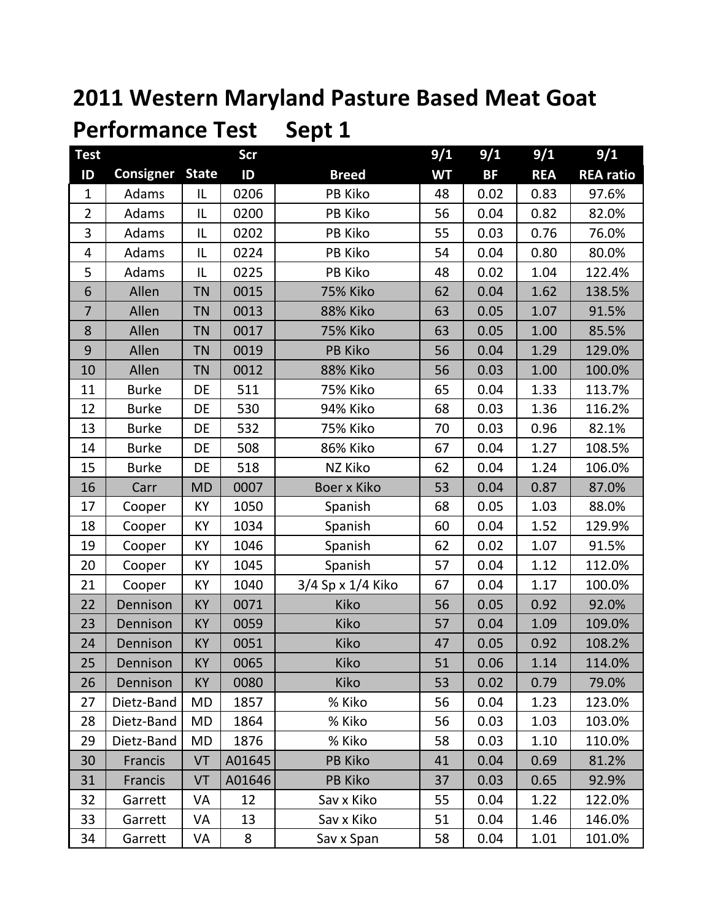# 2011 Western Maryland Pasture Based Meat Goat Performance Test Sept 1

| Test ID | Consigner | State | Scr ID | Breed | 9/1 WT | 9/1 BF | 9/1 REA | 9/1 REA ratio |
|---|---|---|---|---|---|---|---|---|
| 1 | Adams | IL | 0206 | PB Kiko | 48 | 0.02 | 0.83 | 97.6% |
| 2 | Adams | IL | 0200 | PB Kiko | 56 | 0.04 | 0.82 | 82.0% |
| 3 | Adams | IL | 0202 | PB Kiko | 55 | 0.03 | 0.76 | 76.0% |
| 4 | Adams | IL | 0224 | PB Kiko | 54 | 0.04 | 0.80 | 80.0% |
| 5 | Adams | IL | 0225 | PB Kiko | 48 | 0.02 | 1.04 | 122.4% |
| 6 | Allen | TN | 0015 | 75% Kiko | 62 | 0.04 | 1.62 | 138.5% |
| 7 | Allen | TN | 0013 | 88% Kiko | 63 | 0.05 | 1.07 | 91.5% |
| 8 | Allen | TN | 0017 | 75% Kiko | 63 | 0.05 | 1.00 | 85.5% |
| 9 | Allen | TN | 0019 | PB Kiko | 56 | 0.04 | 1.29 | 129.0% |
| 10 | Allen | TN | 0012 | 88% Kiko | 56 | 0.03 | 1.00 | 100.0% |
| 11 | Burke | DE | 511 | 75% Kiko | 65 | 0.04 | 1.33 | 113.7% |
| 12 | Burke | DE | 530 | 94% Kiko | 68 | 0.03 | 1.36 | 116.2% |
| 13 | Burke | DE | 532 | 75% Kiko | 70 | 0.03 | 0.96 | 82.1% |
| 14 | Burke | DE | 508 | 86% Kiko | 67 | 0.04 | 1.27 | 108.5% |
| 15 | Burke | DE | 518 | NZ Kiko | 62 | 0.04 | 1.24 | 106.0% |
| 16 | Carr | MD | 0007 | Boer x Kiko | 53 | 0.04 | 0.87 | 87.0% |
| 17 | Cooper | KY | 1050 | Spanish | 68 | 0.05 | 1.03 | 88.0% |
| 18 | Cooper | KY | 1034 | Spanish | 60 | 0.04 | 1.52 | 129.9% |
| 19 | Cooper | KY | 1046 | Spanish | 62 | 0.02 | 1.07 | 91.5% |
| 20 | Cooper | KY | 1045 | Spanish | 57 | 0.04 | 1.12 | 112.0% |
| 21 | Cooper | KY | 1040 | 3/4 Sp x 1/4 Kiko | 67 | 0.04 | 1.17 | 100.0% |
| 22 | Dennison | KY | 0071 | Kiko | 56 | 0.05 | 0.92 | 92.0% |
| 23 | Dennison | KY | 0059 | Kiko | 57 | 0.04 | 1.09 | 109.0% |
| 24 | Dennison | KY | 0051 | Kiko | 47 | 0.05 | 0.92 | 108.2% |
| 25 | Dennison | KY | 0065 | Kiko | 51 | 0.06 | 1.14 | 114.0% |
| 26 | Dennison | KY | 0080 | Kiko | 53 | 0.02 | 0.79 | 79.0% |
| 27 | Dietz-Band | MD | 1857 | % Kiko | 56 | 0.04 | 1.23 | 123.0% |
| 28 | Dietz-Band | MD | 1864 | % Kiko | 56 | 0.03 | 1.03 | 103.0% |
| 29 | Dietz-Band | MD | 1876 | % Kiko | 58 | 0.03 | 1.10 | 110.0% |
| 30 | Francis | VT | A01645 | PB Kiko | 41 | 0.04 | 0.69 | 81.2% |
| 31 | Francis | VT | A01646 | PB Kiko | 37 | 0.03 | 0.65 | 92.9% |
| 32 | Garrett | VA | 12 | Sav x Kiko | 55 | 0.04 | 1.22 | 122.0% |
| 33 | Garrett | VA | 13 | Sav x Kiko | 51 | 0.04 | 1.46 | 146.0% |
| 34 | Garrett | VA | 8 | Sav x Span | 58 | 0.04 | 1.01 | 101.0% |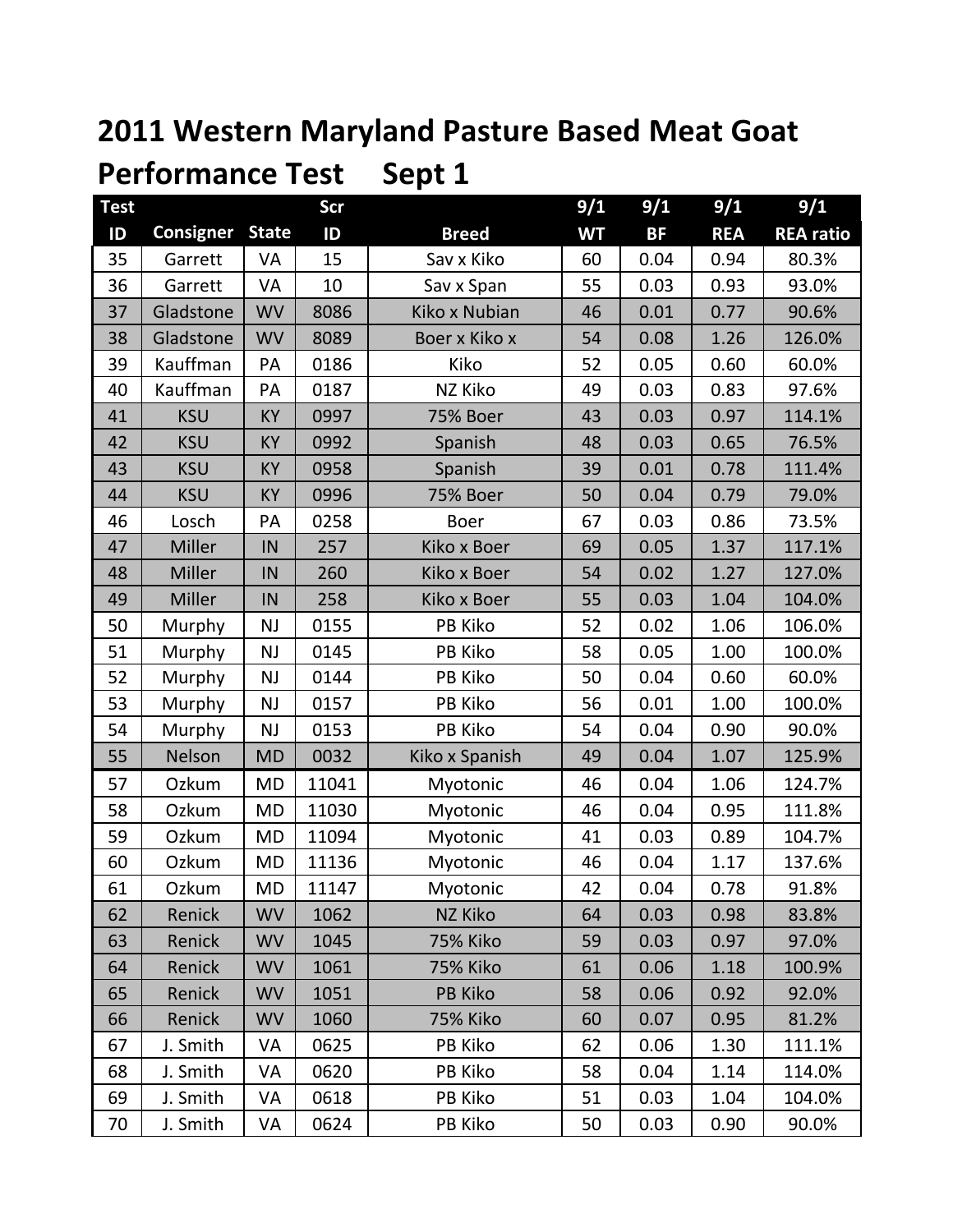# 2011 Western Maryland Pasture Based Meat Goat Performance Test Sept 1

| Test ID | Consigner | State | Scr ID | Breed | 9/1 WT | 9/1 BF | 9/1 REA | 9/1 REA ratio |
|---|---|---|---|---|---|---|---|---|
| 35 | Garrett | VA | 15 | Sav x Kiko | 60 | 0.04 | 0.94 | 80.3% |
| 36 | Garrett | VA | 10 | Sav x Span | 55 | 0.03 | 0.93 | 93.0% |
| 37 | Gladstone | WV | 8086 | Kiko x Nubian | 46 | 0.01 | 0.77 | 90.6% |
| 38 | Gladstone | WV | 8089 | Boer x Kiko x | 54 | 0.08 | 1.26 | 126.0% |
| 39 | Kauffman | PA | 0186 | Kiko | 52 | 0.05 | 0.60 | 60.0% |
| 40 | Kauffman | PA | 0187 | NZ Kiko | 49 | 0.03 | 0.83 | 97.6% |
| 41 | KSU | KY | 0997 | 75% Boer | 43 | 0.03 | 0.97 | 114.1% |
| 42 | KSU | KY | 0992 | Spanish | 48 | 0.03 | 0.65 | 76.5% |
| 43 | KSU | KY | 0958 | Spanish | 39 | 0.01 | 0.78 | 111.4% |
| 44 | KSU | KY | 0996 | 75% Boer | 50 | 0.04 | 0.79 | 79.0% |
| 46 | Losch | PA | 0258 | Boer | 67 | 0.03 | 0.86 | 73.5% |
| 47 | Miller | IN | 257 | Kiko x Boer | 69 | 0.05 | 1.37 | 117.1% |
| 48 | Miller | IN | 260 | Kiko x Boer | 54 | 0.02 | 1.27 | 127.0% |
| 49 | Miller | IN | 258 | Kiko x Boer | 55 | 0.03 | 1.04 | 104.0% |
| 50 | Murphy | NJ | 0155 | PB Kiko | 52 | 0.02 | 1.06 | 106.0% |
| 51 | Murphy | NJ | 0145 | PB Kiko | 58 | 0.05 | 1.00 | 100.0% |
| 52 | Murphy | NJ | 0144 | PB Kiko | 50 | 0.04 | 0.60 | 60.0% |
| 53 | Murphy | NJ | 0157 | PB Kiko | 56 | 0.01 | 1.00 | 100.0% |
| 54 | Murphy | NJ | 0153 | PB Kiko | 54 | 0.04 | 0.90 | 90.0% |
| 55 | Nelson | MD | 0032 | Kiko x Spanish | 49 | 0.04 | 1.07 | 125.9% |
| 57 | Ozkum | MD | 11041 | Myotonic | 46 | 0.04 | 1.06 | 124.7% |
| 58 | Ozkum | MD | 11030 | Myotonic | 46 | 0.04 | 0.95 | 111.8% |
| 59 | Ozkum | MD | 11094 | Myotonic | 41 | 0.03 | 0.89 | 104.7% |
| 60 | Ozkum | MD | 11136 | Myotonic | 46 | 0.04 | 1.17 | 137.6% |
| 61 | Ozkum | MD | 11147 | Myotonic | 42 | 0.04 | 0.78 | 91.8% |
| 62 | Renick | WV | 1062 | NZ Kiko | 64 | 0.03 | 0.98 | 83.8% |
| 63 | Renick | WV | 1045 | 75% Kiko | 59 | 0.03 | 0.97 | 97.0% |
| 64 | Renick | WV | 1061 | 75% Kiko | 61 | 0.06 | 1.18 | 100.9% |
| 65 | Renick | WV | 1051 | PB Kiko | 58 | 0.06 | 0.92 | 92.0% |
| 66 | Renick | WV | 1060 | 75% Kiko | 60 | 0.07 | 0.95 | 81.2% |
| 67 | J. Smith | VA | 0625 | PB Kiko | 62 | 0.06 | 1.30 | 111.1% |
| 68 | J. Smith | VA | 0620 | PB Kiko | 58 | 0.04 | 1.14 | 114.0% |
| 69 | J. Smith | VA | 0618 | PB Kiko | 51 | 0.03 | 1.04 | 104.0% |
| 70 | J. Smith | VA | 0624 | PB Kiko | 50 | 0.03 | 0.90 | 90.0% |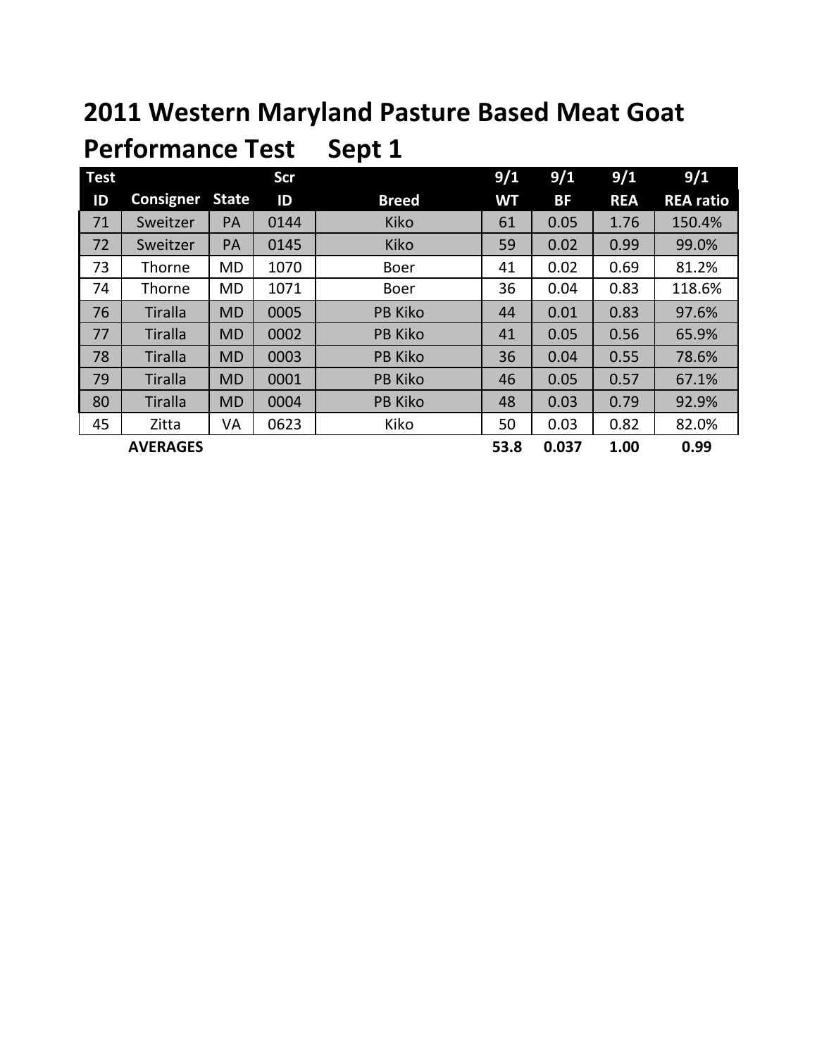# 2011 Western Maryland Pasture Based Meat Goat Performance Test Sept 1

| Test ID | Consigner | State | Scr ID | Breed | 9/1 WT | 9/1 BF | 9/1 REA | 9/1 REA ratio |
|---|---|---|---|---|---|---|---|---|
| 71 | Sweitzer | PA | 0144 | Kiko | 61 | 0.05 | 1.76 | 150.4% |
| 72 | Sweitzer | PA | 0145 | Kiko | 59 | 0.02 | 0.99 | 99.0% |
| 73 | Thorne | MD | 1070 | Boer | 41 | 0.02 | 0.69 | 81.2% |
| 74 | Thorne | MD | 1071 | Boer | 36 | 0.04 | 0.83 | 118.6% |
| 76 | Tiralla | MD | 0005 | PB Kiko | 44 | 0.01 | 0.83 | 97.6% |
| 77 | Tiralla | MD | 0002 | PB Kiko | 41 | 0.05 | 0.56 | 65.9% |
| 78 | Tiralla | MD | 0003 | PB Kiko | 36 | 0.04 | 0.55 | 78.6% |
| 79 | Tiralla | MD | 0001 | PB Kiko | 46 | 0.05 | 0.57 | 67.1% |
| 80 | Tiralla | MD | 0004 | PB Kiko | 48 | 0.03 | 0.79 | 92.9% |
| 45 | Zitta | VA | 0623 | Kiko | 50 | 0.03 | 0.82 | 82.0% |
| | **AVERAGES** | | | | **53.8** | **0.037** | **1.00** | **0.99** |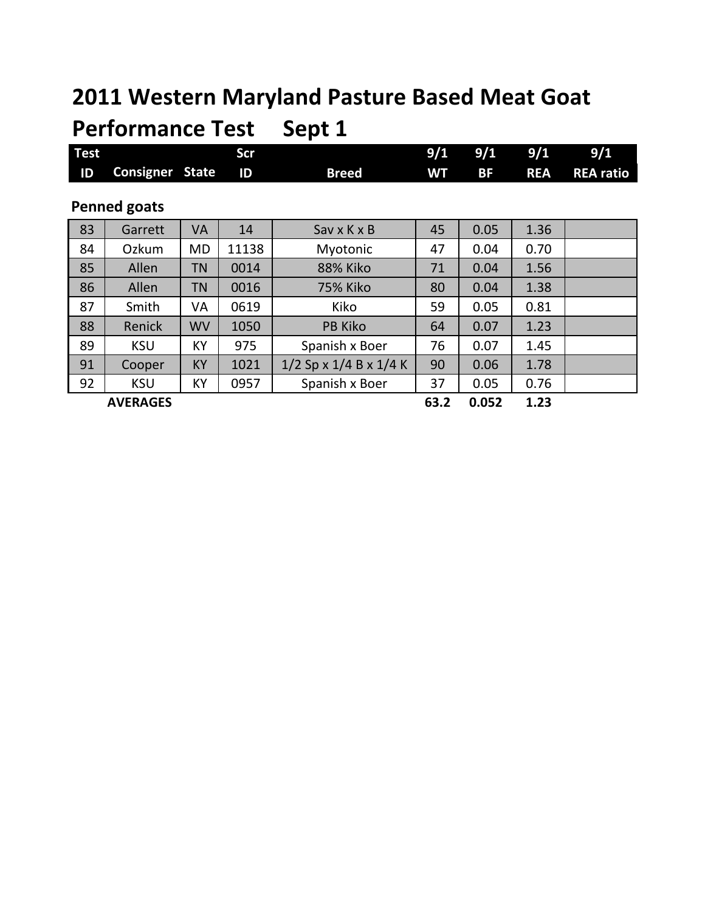# 2011 Western Maryland Pasture Based Meat Goat Performance Test Sept 1

| Test ID | Consigner | State | Scr ID | Breed | 9/1 WT | 9/1 BF | 9/1 REA | 9/1 REA ratio |
|---|---|---|---|---|---|---|---|---|
| **Penned goats** | | | | | | | | |
| 83 | Garrett | VA | 14 | Sav x K x B | 45 | 0.05 | 1.36 | |
| 84 | Ozkum | MD | 11138 | Myotonic | 47 | 0.04 | 0.70 | |
| 85 | Allen | TN | 0014 | 88% Kiko | 71 | 0.04 | 1.56 | |
| 86 | Allen | TN | 0016 | 75% Kiko | 80 | 0.04 | 1.38 | |
| 87 | Smith | VA | 0619 | Kiko | 59 | 0.05 | 0.81 | |
| 88 | Renick | WV | 1050 | PB Kiko | 64 | 0.07 | 1.23 | |
| 89 | KSU | KY | 975 | Spanish x Boer | 76 | 0.07 | 1.45 | |
| 91 | Cooper | KY | 1021 | 1/2 Sp x 1/4 B x 1/4 K | 90 | 0.06 | 1.78 | |
| 92 | KSU | KY | 0957 | Spanish x Boer | 37 | 0.05 | 0.76 | |
| | **AVERAGES** | | | | **63.2** | **0.052** | **1.23** | |